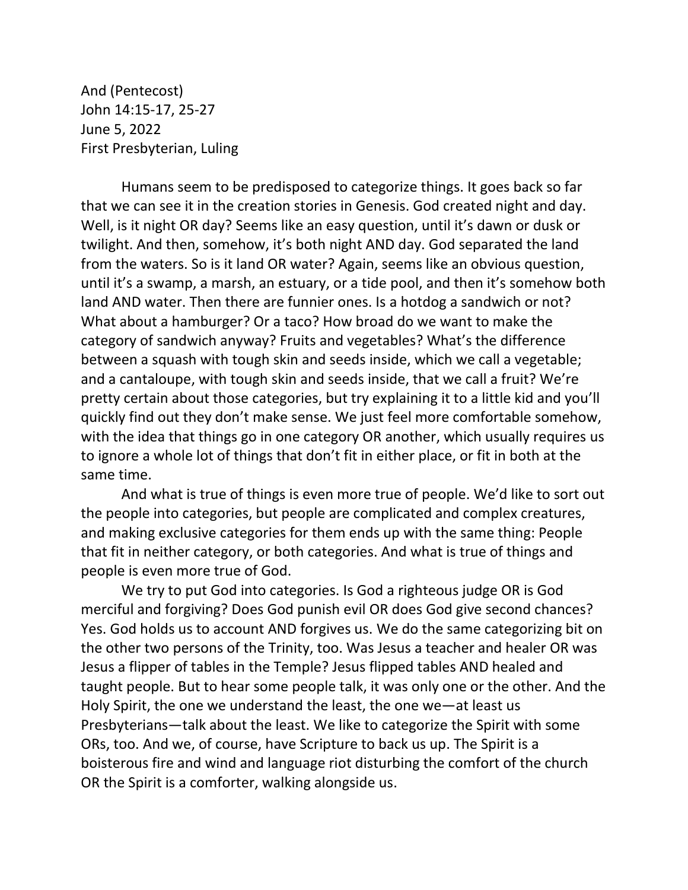And (Pentecost)
John 14:15-17, 25-27
June 5, 2022
First Presbyterian, Luling

Humans seem to be predisposed to categorize things. It goes back so far that we can see it in the creation stories in Genesis. God created night and day. Well, is it night OR day? Seems like an easy question, until it's dawn or dusk or twilight. And then, somehow, it's both night AND day. God separated the land from the waters. So is it land OR water? Again, seems like an obvious question, until it's a swamp, a marsh, an estuary, or a tide pool, and then it's somehow both land AND water. Then there are funnier ones. Is a hotdog a sandwich or not? What about a hamburger? Or a taco? How broad do we want to make the category of sandwich anyway? Fruits and vegetables? What's the difference between a squash with tough skin and seeds inside, which we call a vegetable; and a cantaloupe, with tough skin and seeds inside, that we call a fruit? We're pretty certain about those categories, but try explaining it to a little kid and you'll quickly find out they don't make sense. We just feel more comfortable somehow, with the idea that things go in one category OR another, which usually requires us to ignore a whole lot of things that don't fit in either place, or fit in both at the same time.

And what is true of things is even more true of people. We'd like to sort out the people into categories, but people are complicated and complex creatures, and making exclusive categories for them ends up with the same thing: People that fit in neither category, or both categories. And what is true of things and people is even more true of God.

We try to put God into categories. Is God a righteous judge OR is God merciful and forgiving? Does God punish evil OR does God give second chances? Yes. God holds us to account AND forgives us. We do the same categorizing bit on the other two persons of the Trinity, too. Was Jesus a teacher and healer OR was Jesus a flipper of tables in the Temple? Jesus flipped tables AND healed and taught people. But to hear some people talk, it was only one or the other. And the Holy Spirit, the one we understand the least, the one we—at least us Presbyterians—talk about the least. We like to categorize the Spirit with some ORs, too. And we, of course, have Scripture to back us up. The Spirit is a boisterous fire and wind and language riot disturbing the comfort of the church OR the Spirit is a comforter, walking alongside us.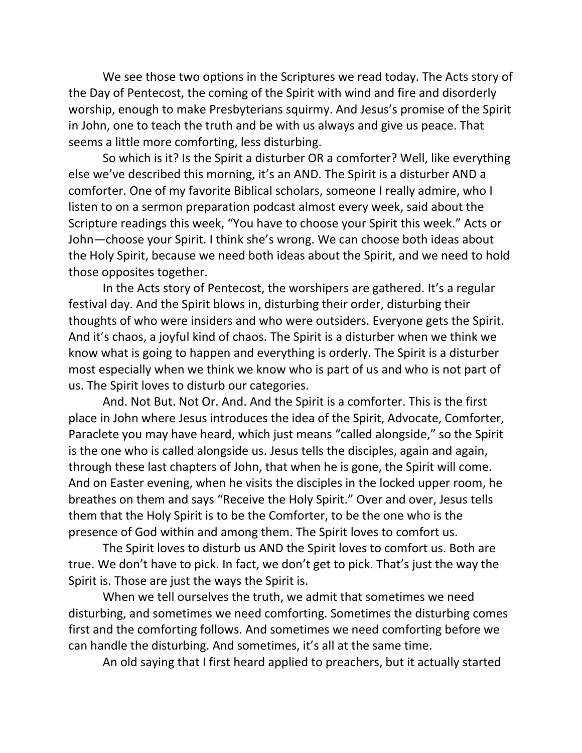We see those two options in the Scriptures we read today. The Acts story of the Day of Pentecost, the coming of the Spirit with wind and fire and disorderly worship, enough to make Presbyterians squirmy. And Jesus's promise of the Spirit in John, one to teach the truth and be with us always and give us peace. That seems a little more comforting, less disturbing.

So which is it? Is the Spirit a disturber OR a comforter? Well, like everything else we've described this morning, it's an AND. The Spirit is a disturber AND a comforter. One of my favorite Biblical scholars, someone I really admire, who I listen to on a sermon preparation podcast almost every week, said about the Scripture readings this week, "You have to choose your Spirit this week." Acts or John—choose your Spirit. I think she's wrong. We can choose both ideas about the Holy Spirit, because we need both ideas about the Spirit, and we need to hold those opposites together.

In the Acts story of Pentecost, the worshipers are gathered. It's a regular festival day. And the Spirit blows in, disturbing their order, disturbing their thoughts of who were insiders and who were outsiders. Everyone gets the Spirit. And it's chaos, a joyful kind of chaos. The Spirit is a disturber when we think we know what is going to happen and everything is orderly. The Spirit is a disturber most especially when we think we know who is part of us and who is not part of us. The Spirit loves to disturb our categories.

And. Not But. Not Or. And. And the Spirit is a comforter. This is the first place in John where Jesus introduces the idea of the Spirit, Advocate, Comforter, Paraclete you may have heard, which just means "called alongside," so the Spirit is the one who is called alongside us. Jesus tells the disciples, again and again, through these last chapters of John, that when he is gone, the Spirit will come. And on Easter evening, when he visits the disciples in the locked upper room, he breathes on them and says "Receive the Holy Spirit." Over and over, Jesus tells them that the Holy Spirit is to be the Comforter, to be the one who is the presence of God within and among them. The Spirit loves to comfort us.

The Spirit loves to disturb us AND the Spirit loves to comfort us. Both are true. We don't have to pick. In fact, we don't get to pick. That's just the way the Spirit is. Those are just the ways the Spirit is.

When we tell ourselves the truth, we admit that sometimes we need disturbing, and sometimes we need comforting. Sometimes the disturbing comes first and the comforting follows. And sometimes we need comforting before we can handle the disturbing. And sometimes, it's all at the same time.

An old saying that I first heard applied to preachers, but it actually started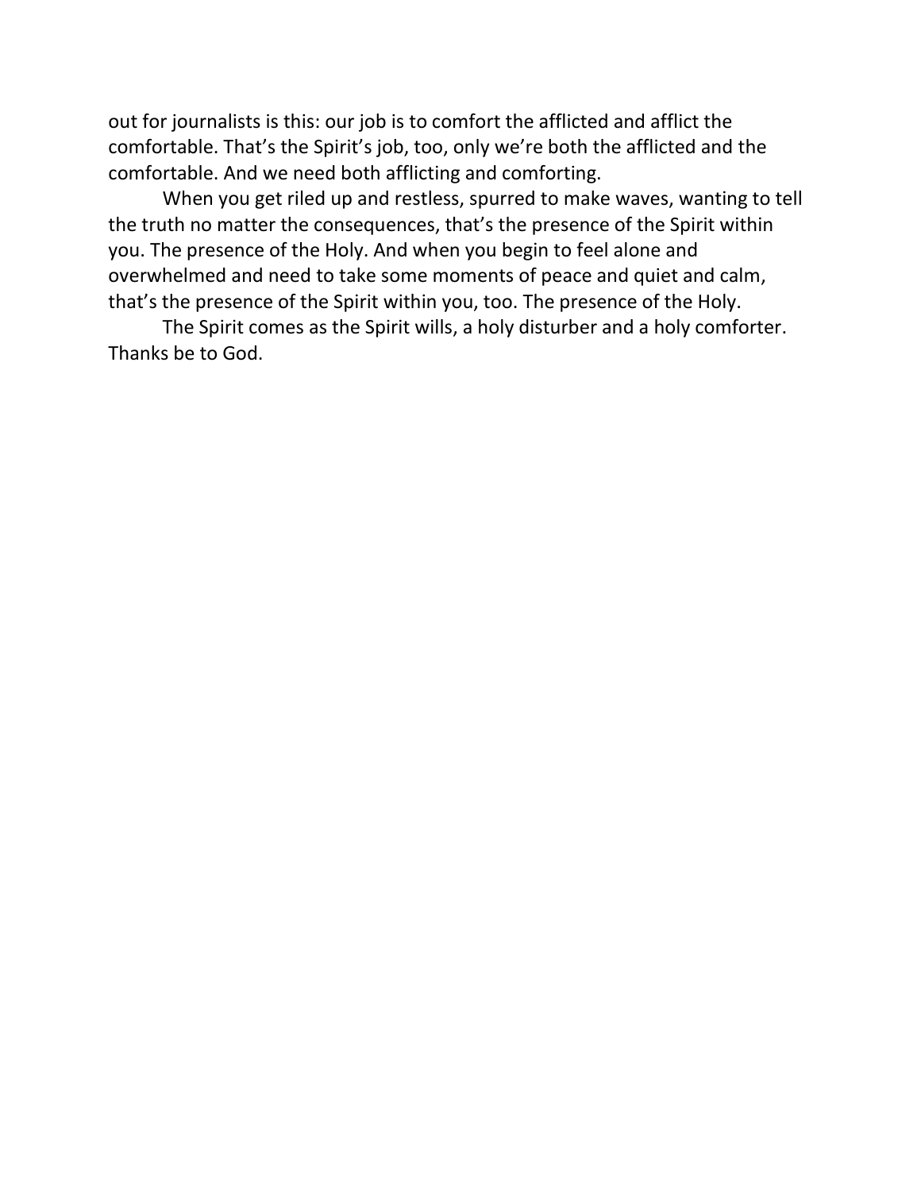out for journalists is this: our job is to comfort the afflicted and afflict the comfortable. That's the Spirit's job, too, only we're both the afflicted and the comfortable. And we need both afflicting and comforting.

When you get riled up and restless, spurred to make waves, wanting to tell the truth no matter the consequences, that's the presence of the Spirit within you. The presence of the Holy. And when you begin to feel alone and overwhelmed and need to take some moments of peace and quiet and calm, that's the presence of the Spirit within you, too. The presence of the Holy.

The Spirit comes as the Spirit wills, a holy disturber and a holy comforter. Thanks be to God.